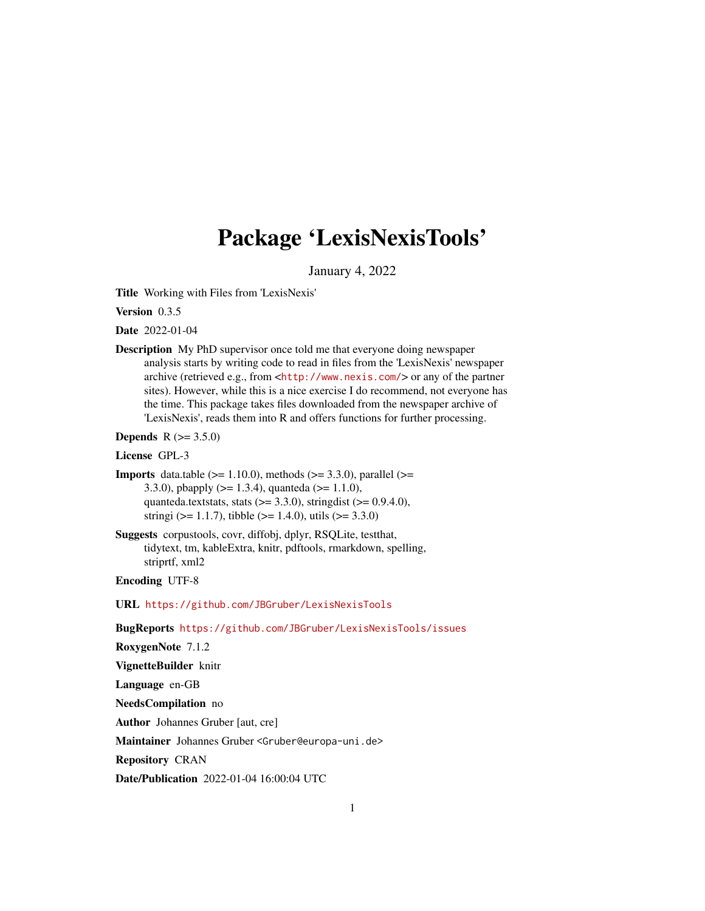# Package 'LexisNexisTools'

January 4, 2022

**Title** Working with Files from 'LexisNexis'

**Version** 0.3.5

**Date** 2022-01-04

**Description** My PhD supervisor once told me that everyone doing newspaper analysis starts by writing code to read in files from the 'LexisNexis' newspaper archive (retrieved e.g., from <http://www.nexis.com/> or any of the partner sites). However, while this is a nice exercise I do recommend, not everyone has the time. This package takes files downloaded from the newspaper archive of 'LexisNexis', reads them into R and offers functions for further processing.

**Depends** R (>= 3.5.0)

**License** GPL-3

**Imports** data.table (>= 1.10.0), methods (>= 3.3.0), parallel (>= 3.3.0), pbapply (>= 1.3.4), quanteda (>= 1.1.0), quanteda.textstats, stats (>= 3.3.0), stringdist (>= 0.9.4.0), stringi (>= 1.1.7), tibble (>= 1.4.0), utils (>= 3.3.0)

**Suggests** corpustools, covr, diffobj, dplyr, RSQLite, testthat, tidytext, tm, kableExtra, knitr, pdftools, rmarkdown, spelling, striprtf, xml2

**Encoding** UTF-8

**URL** https://github.com/JBGruber/LexisNexisTools

**BugReports** https://github.com/JBGruber/LexisNexisTools/issues

**RoxygenNote** 7.1.2

**VignetteBuilder** knitr

**Language** en-GB

**NeedsCompilation** no

**Author** Johannes Gruber [aut, cre]

**Maintainer** Johannes Gruber <Gruber@europa-uni.de>

**Repository** CRAN

**Date/Publication** 2022-01-04 16:00:04 UTC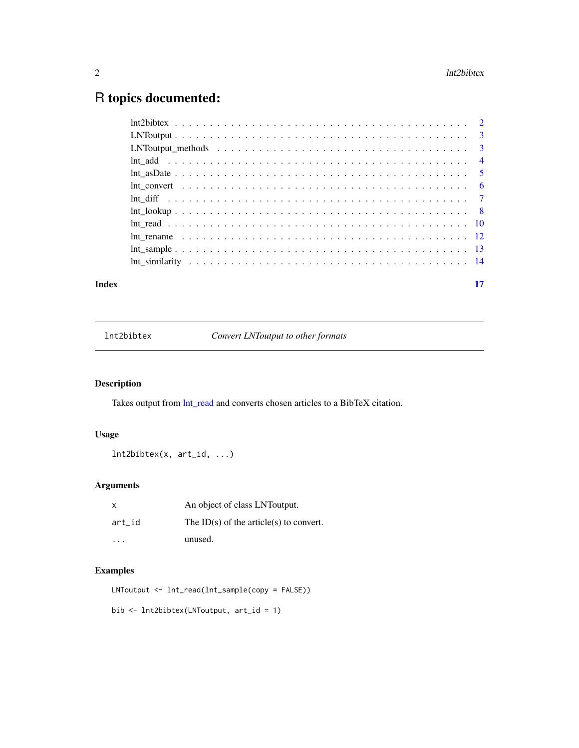# R topics documented:

| | |
|---|---|
| lnt2bibtex | 2 |
| LNToutput | 3 |
| LNToutput_methods | 3 |
| lnt_add | 4 |
| lnt_asDate | 5 |
| lnt_convert | 6 |
| lnt_diff | 7 |
| lnt_lookup | 8 |
| lnt_read | 10 |
| lnt_rename | 12 |
| lnt_sample | 13 |
| lnt_similarity | 14 |
| **Index** | **17** |

---

## lnt2bibtex — *Convert LNToutput to other formats*

### Description

Takes output from lnt_read and converts chosen articles to a BibTeX citation.

### Usage

```
lnt2bibtex(x, art_id, ...)
```

### Arguments

| | |
|---|---|
| `x` | An object of class LNToutput. |
| `art_id` | The ID(s) of the article(s) to convert. |
| `...` | unused. |

### Examples

```
LNToutput <- lnt_read(lnt_sample(copy = FALSE))

bib <- lnt2bibtex(LNToutput, art_id = 1)
```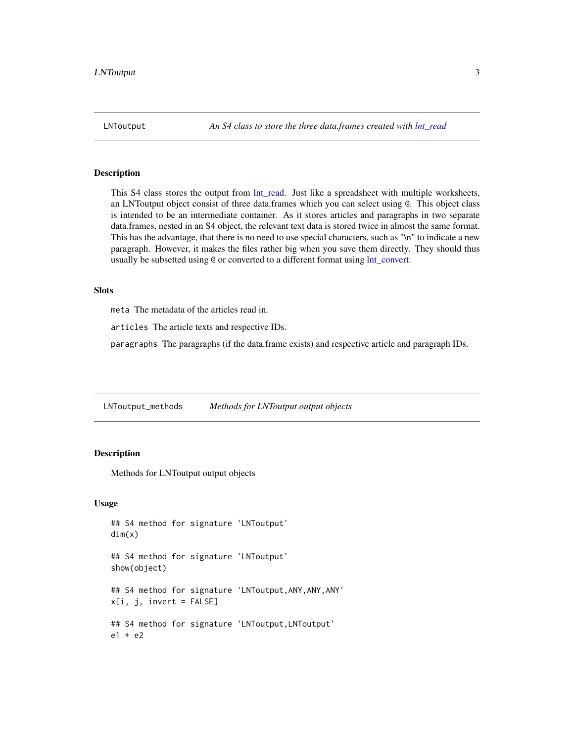## LNToutput — *An S4 class to store the three data.frames created with lnt_read*

### Description

This S4 class stores the output from lnt_read. Just like a spreadsheet with multiple worksheets, an LNToutput object consist of three data.frames which you can select using @. This object class is intended to be an intermediate container. As it stores articles and paragraphs in two separate data.frames, nested in an S4 object, the relevant text data is stored twice in almost the same format. This has the advantage, that there is no need to use special characters, such as "\n" to indicate a new paragraph. However, it makes the files rather big when you save them directly. They should thus usually be subsetted using @ or converted to a different format using lnt_convert.

### Slots

`meta` The metadata of the articles read in.

`articles` The article texts and respective IDs.

`paragraphs` The paragraphs (if the data.frame exists) and respective article and paragraph IDs.

## LNToutput_methods — *Methods for LNToutput output objects*

### Description

Methods for LNToutput output objects

### Usage

```
## S4 method for signature 'LNToutput'
dim(x)

## S4 method for signature 'LNToutput'
show(object)

## S4 method for signature 'LNToutput,ANY,ANY,ANY'
x[i, j, invert = FALSE]

## S4 method for signature 'LNToutput,LNToutput'
e1 + e2
```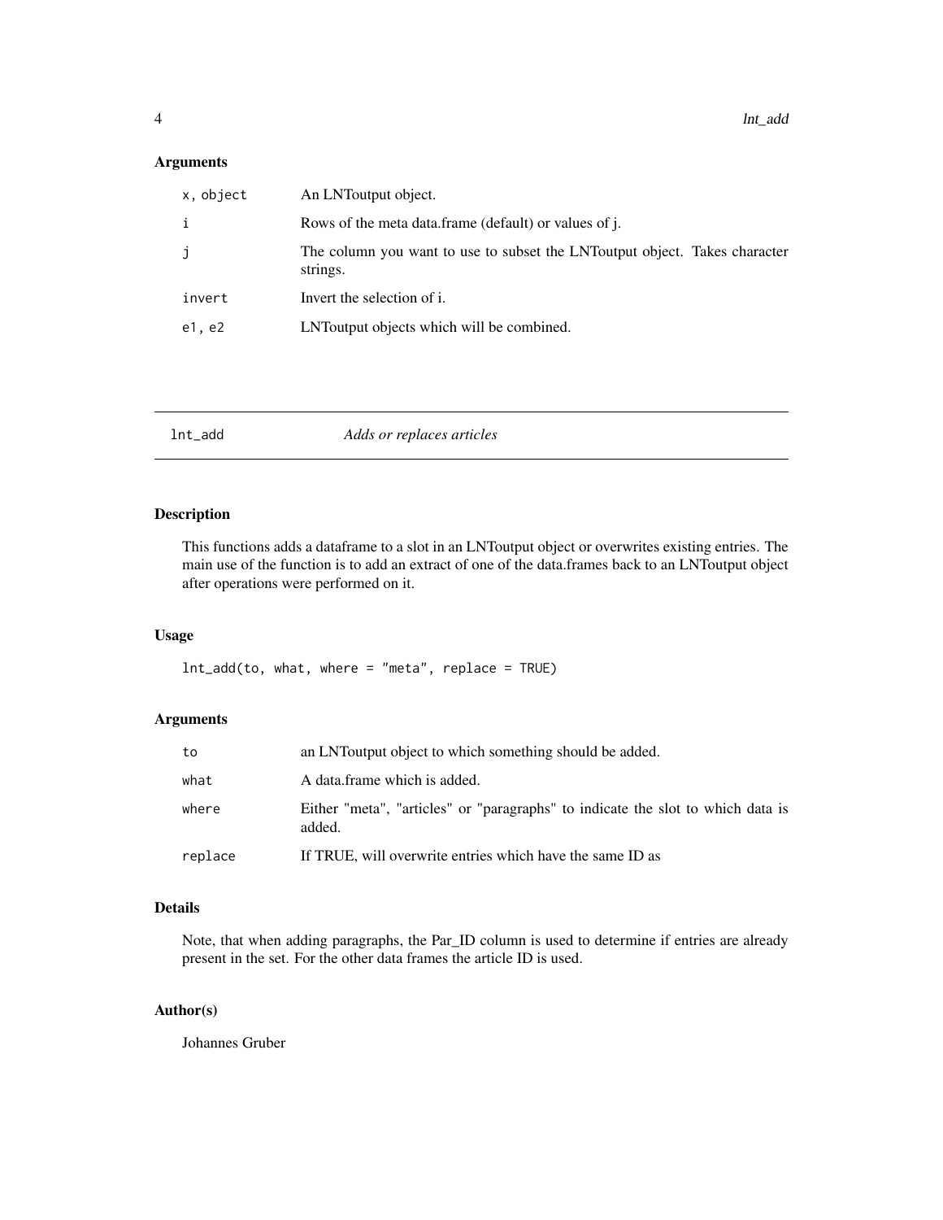## Arguments

| | |
|---|---|
| `x, object` | An LNToutput object. |
| `i` | Rows of the meta data.frame (default) or values of j. |
| `j` | The column you want to use to subset the LNToutput object. Takes character strings. |
| `invert` | Invert the selection of i. |
| `e1, e2` | LNToutput objects which will be combined. |

---

# lnt_add — *Adds or replaces articles*

## Description

This functions adds a dataframe to a slot in an LNToutput object or overwrites existing entries. The main use of the function is to add an extract of one of the data.frames back to an LNToutput object after operations were performed on it.

## Usage

```
lnt_add(to, what, where = "meta", replace = TRUE)
```

## Arguments

| | |
|---|---|
| `to` | an LNToutput object to which something should be added. |
| `what` | A data.frame which is added. |
| `where` | Either "meta", "articles" or "paragraphs" to indicate the slot to which data is added. |
| `replace` | If TRUE, will overwrite entries which have the same ID as |

## Details

Note, that when adding paragraphs, the Par_ID column is used to determine if entries are already present in the set. For the other data frames the article ID is used.

## Author(s)

Johannes Gruber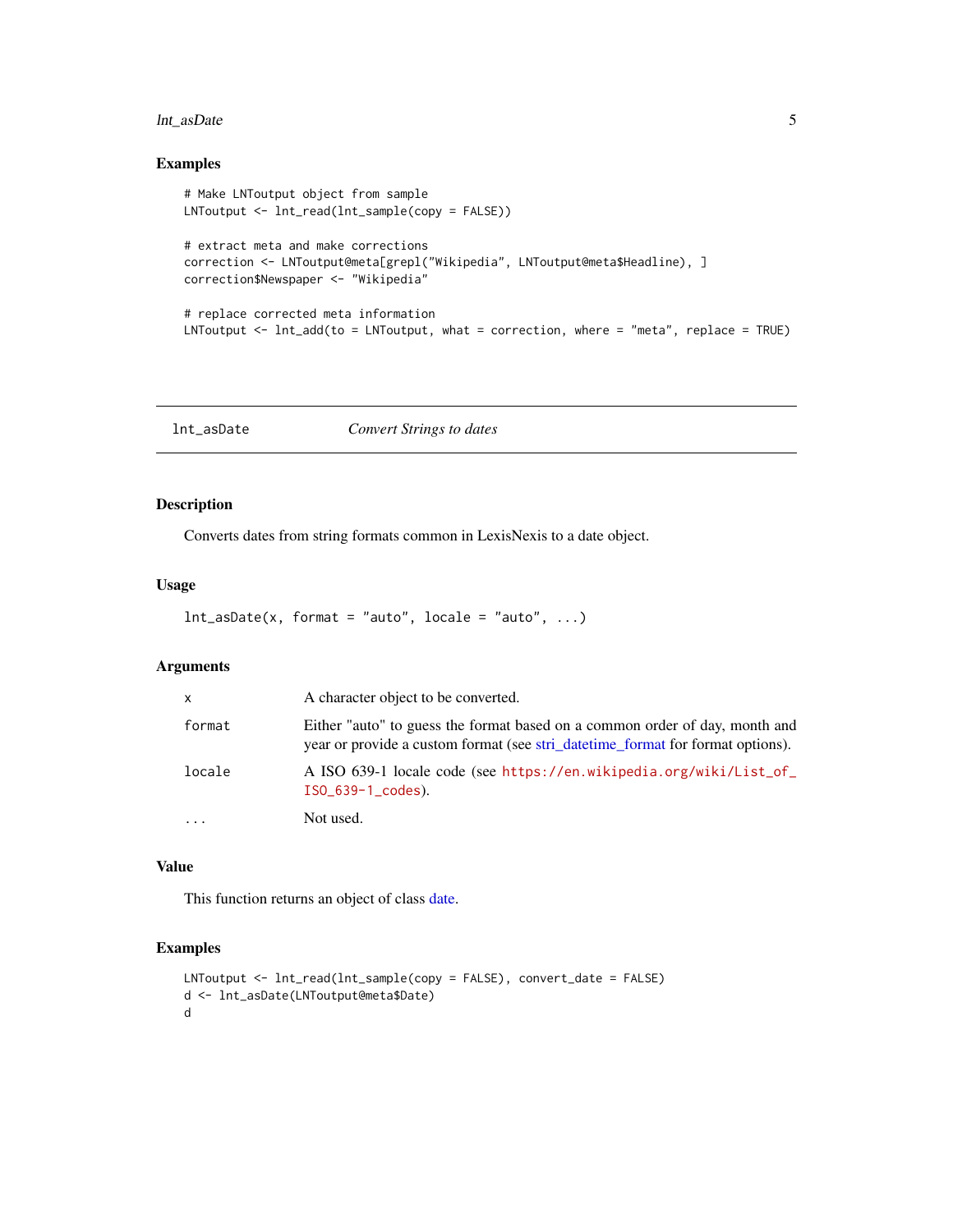### Examples

```
# Make LNToutput object from sample
LNToutput <- lnt_read(lnt_sample(copy = FALSE))

# extract meta and make corrections
correction <- LNToutput@meta[grepl("Wikipedia", LNToutput@meta$Headline), ]
correction$Newspaper <- "Wikipedia"

# replace corrected meta information
LNToutput <- lnt_add(to = LNToutput, what = correction, where = "meta", replace = TRUE)
```

---

## lnt_asDate    *Convert Strings to dates*

---

### Description

Converts dates from string formats common in LexisNexis to a date object.

### Usage

```
lnt_asDate(x, format = "auto", locale = "auto", ...)
```

### Arguments

| | |
|---|---|
| x | A character object to be converted. |
| format | Either "auto" to guess the format based on a common order of day, month and year or provide a custom format (see stri_datetime_format for format options). |
| locale | A ISO 639-1 locale code (see https://en.wikipedia.org/wiki/List_of_ISO_639-1_codes). |
| ... | Not used. |

### Value

This function returns an object of class date.

### Examples

```
LNToutput <- lnt_read(lnt_sample(copy = FALSE), convert_date = FALSE)
d <- lnt_asDate(LNToutput@meta$Date)
d
```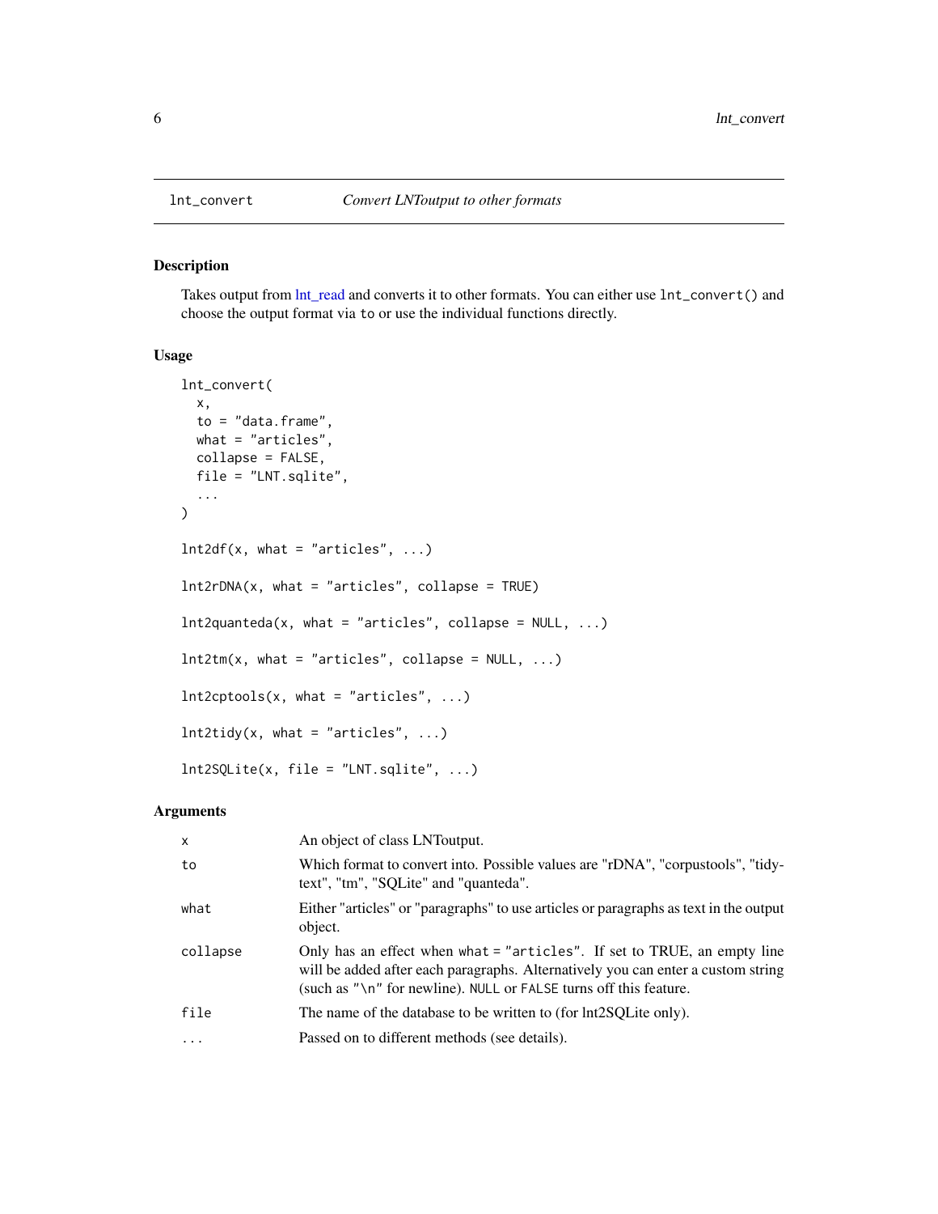lnt_convert *Convert LNToutput to other formats*

## Description

Takes output from lnt_read and converts it to other formats. You can either use `lnt_convert()` and choose the output format via `to` or use the individual functions directly.

## Usage

```
lnt_convert(
  x,
  to = "data.frame",
  what = "articles",
  collapse = FALSE,
  file = "LNT.sqlite",
  ...
)

lnt2df(x, what = "articles", ...)

lnt2rDNA(x, what = "articles", collapse = TRUE)

lnt2quanteda(x, what = "articles", collapse = NULL, ...)

lnt2tm(x, what = "articles", collapse = NULL, ...)

lnt2cptools(x, what = "articles", ...)

lnt2tidy(x, what = "articles", ...)

lnt2SQLite(x, file = "LNT.sqlite", ...)
```

## Arguments

| | |
|---|---|
| `x` | An object of class LNToutput. |
| `to` | Which format to convert into. Possible values are "rDNA", "corpustools", "tidytext", "tm", "SQLite" and "quanteda". |
| `what` | Either "articles" or "paragraphs" to use articles or paragraphs as text in the output object. |
| `collapse` | Only has an effect when `what = "articles"`. If set to TRUE, an empty line will be added after each paragraphs. Alternatively you can enter a custom string (such as `"\n"` for newline). `NULL` or `FALSE` turns off this feature. |
| `file` | The name of the database to be written to (for lnt2SQLite only). |
| `...` | Passed on to different methods (see details). |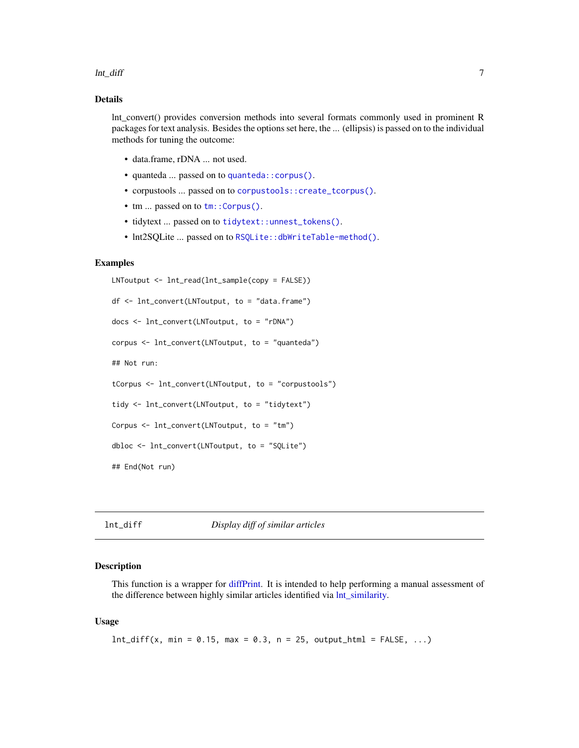### Details

lnt_convert() provides conversion methods into several formats commonly used in prominent R packages for text analysis. Besides the options set here, the ... (ellipsis) is passed on to the individual methods for tuning the outcome:

- data.frame, rDNA ... not used.
- quanteda ... passed on to `quanteda::corpus()`.
- corpustools ... passed on to `corpustools::create_tcorpus()`.
- tm ... passed on to `tm::Corpus()`.
- tidytext ... passed on to `tidytext::unnest_tokens()`.
- lnt2SQLite ... passed on to `RSQLite::dbWriteTable-method()`.

### Examples

```
LNToutput <- lnt_read(lnt_sample(copy = FALSE))

df <- lnt_convert(LNToutput, to = "data.frame")

docs <- lnt_convert(LNToutput, to = "rDNA")

corpus <- lnt_convert(LNToutput, to = "quanteda")

## Not run:

tCorpus <- lnt_convert(LNToutput, to = "corpustools")

tidy <- lnt_convert(LNToutput, to = "tidytext")

Corpus <- lnt_convert(LNToutput, to = "tm")

dbloc <- lnt_convert(LNToutput, to = "SQLite")

## End(Not run)
```

---

## lnt_diff    *Display diff of similar articles*

---

### Description

This function is a wrapper for diffPrint. It is intended to help performing a manual assessment of the difference between highly similar articles identified via lnt_similarity.

### Usage

```
lnt_diff(x, min = 0.15, max = 0.3, n = 25, output_html = FALSE, ...)
```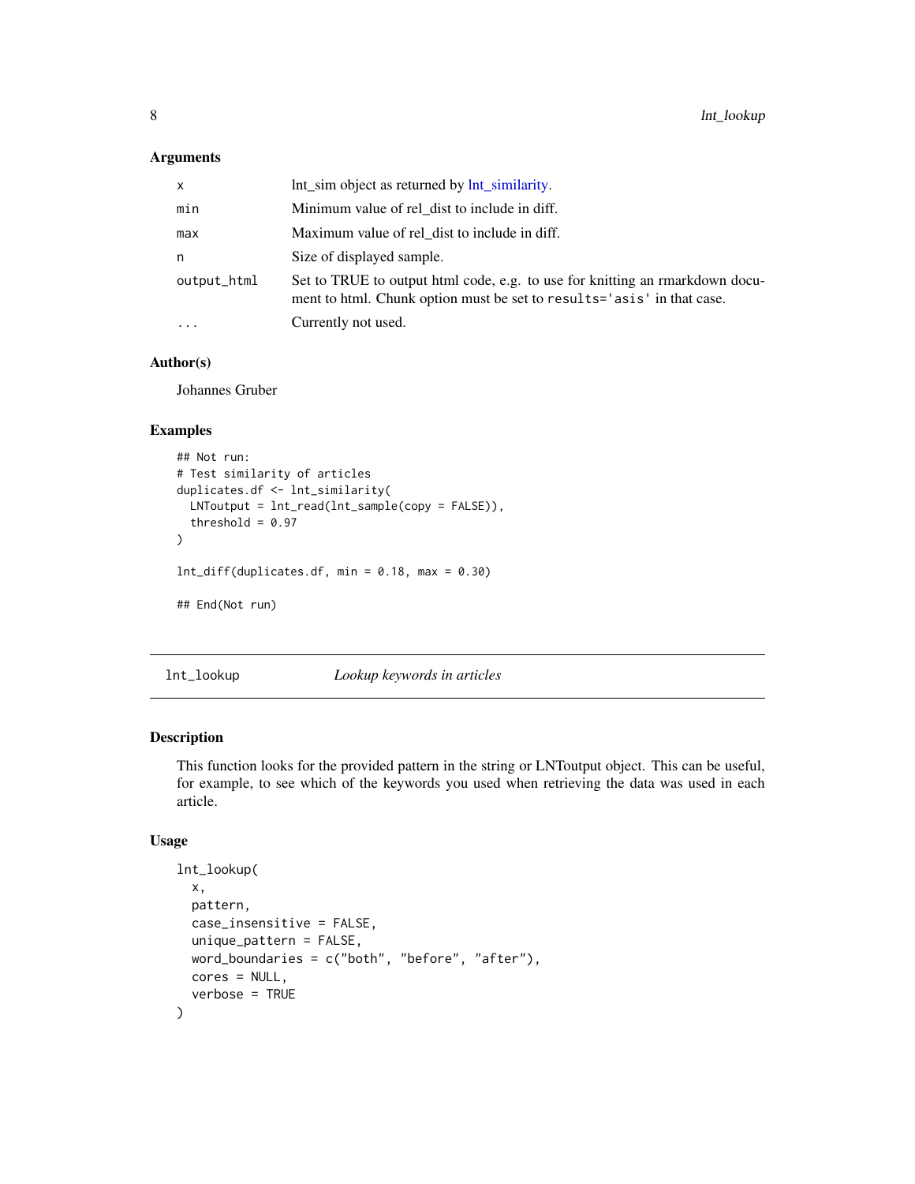## Arguments

| | |
|---|---|
| x | lnt_sim object as returned by lnt_similarity. |
| min | Minimum value of rel_dist to include in diff. |
| max | Maximum value of rel_dist to include in diff. |
| n | Size of displayed sample. |
| output_html | Set to TRUE to output html code, e.g. to use for knitting an rmarkdown document to html. Chunk option must be set to `results='asis'` in that case. |
| ... | Currently not used. |

## Author(s)

Johannes Gruber

## Examples

```
## Not run:
# Test similarity of articles
duplicates.df <- lnt_similarity(
  LNToutput = lnt_read(lnt_sample(copy = FALSE)),
  threshold = 0.97
)

lnt_diff(duplicates.df, min = 0.18, max = 0.30)

## End(Not run)
```

---

# lnt_lookup — *Lookup keywords in articles*

## Description

This function looks for the provided pattern in the string or LNToutput object. This can be useful, for example, to see which of the keywords you used when retrieving the data was used in each article.

## Usage

```
lnt_lookup(
  x,
  pattern,
  case_insensitive = FALSE,
  unique_pattern = FALSE,
  word_boundaries = c("both", "before", "after"),
  cores = NULL,
  verbose = TRUE
)
```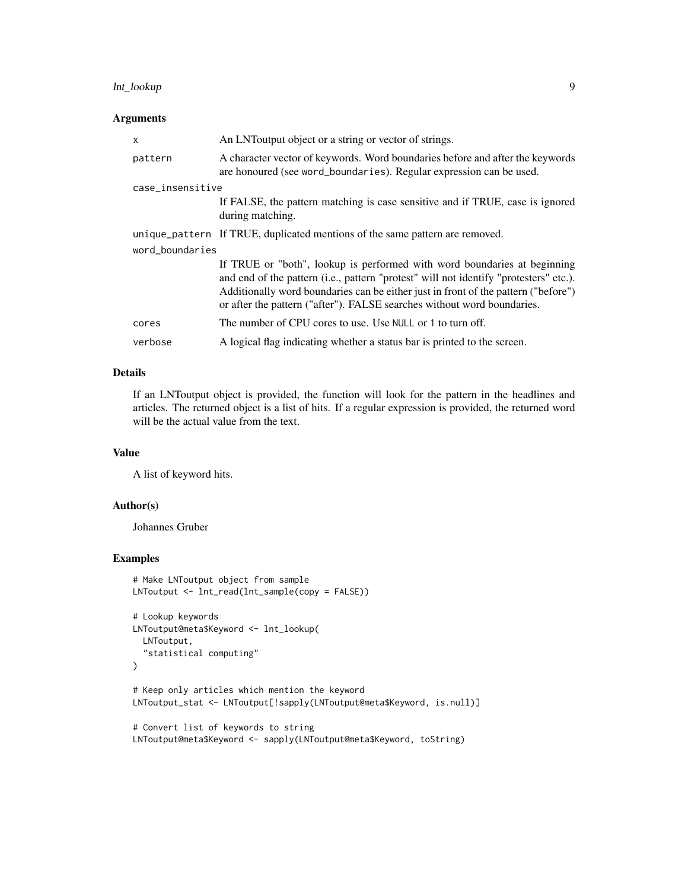### Arguments

| | |
|---|---|
| `x` | An LNToutput object or a string or vector of strings. |
| `pattern` | A character vector of keywords. Word boundaries before and after the keywords are honoured (see `word_boundaries`). Regular expression can be used. |
| `case_insensitive` | If FALSE, the pattern matching is case sensitive and if TRUE, case is ignored during matching. |
| `unique_pattern` | If TRUE, duplicated mentions of the same pattern are removed. |
| `word_boundaries` | If TRUE or "both", lookup is performed with word boundaries at beginning and end of the pattern (i.e., pattern "protest" will not identify "protesters" etc.). Additionally word boundaries can be either just in front of the pattern ("before") or after the pattern ("after"). FALSE searches without word boundaries. |
| `cores` | The number of CPU cores to use. Use `NULL` or `1` to turn off. |
| `verbose` | A logical flag indicating whether a status bar is printed to the screen. |

### Details

If an LNToutput object is provided, the function will look for the pattern in the headlines and articles. The returned object is a list of hits. If a regular expression is provided, the returned word will be the actual value from the text.

### Value

A list of keyword hits.

### Author(s)

Johannes Gruber

### Examples

```
# Make LNToutput object from sample
LNToutput <- lnt_read(lnt_sample(copy = FALSE))

# Lookup keywords
LNToutput@meta$Keyword <- lnt_lookup(
  LNToutput,
  "statistical computing"
)

# Keep only articles which mention the keyword
LNToutput_stat <- LNToutput[!sapply(LNToutput@meta$Keyword, is.null)]

# Convert list of keywords to string
LNToutput@meta$Keyword <- sapply(LNToutput@meta$Keyword, toString)
```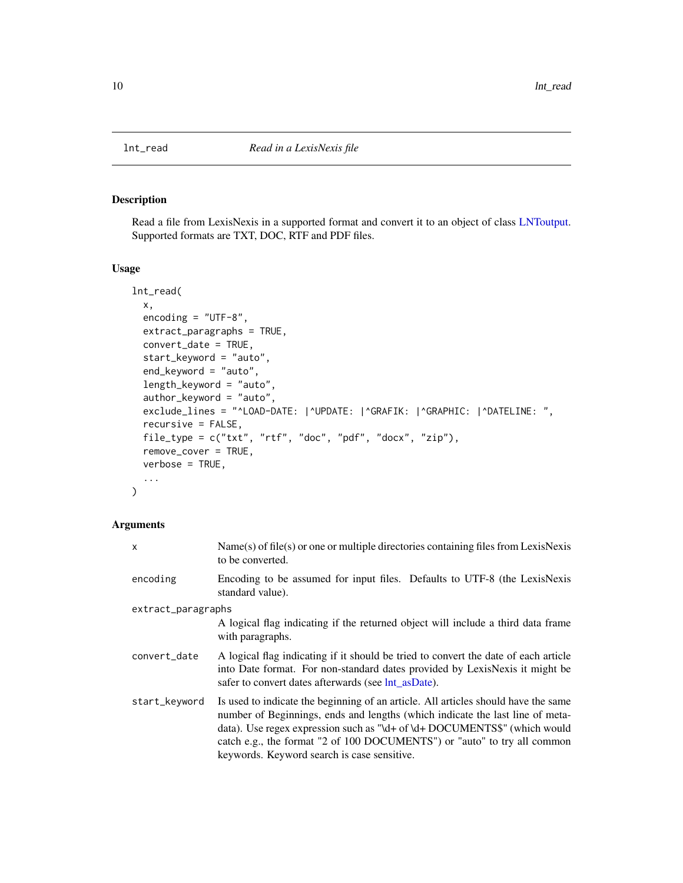## lnt_read — *Read in a LexisNexis file*

### Description

Read a file from LexisNexis in a supported format and convert it to an object of class LNToutput. Supported formats are TXT, DOC, RTF and PDF files.

### Usage

```
lnt_read(
  x,
  encoding = "UTF-8",
  extract_paragraphs = TRUE,
  convert_date = TRUE,
  start_keyword = "auto",
  end_keyword = "auto",
  length_keyword = "auto",
  author_keyword = "auto",
  exclude_lines = "^LOAD-DATE: |^UPDATE: |^GRAFIK: |^GRAPHIC: |^DATELINE: ",
  recursive = FALSE,
  file_type = c("txt", "rtf", "doc", "pdf", "docx", "zip"),
  remove_cover = TRUE,
  verbose = TRUE,
  ...
)
```

### Arguments

`x` — Name(s) of file(s) or one or multiple directories containing files from LexisNexis to be converted.

`encoding` — Encoding to be assumed for input files. Defaults to UTF-8 (the LexisNexis standard value).

`extract_paragraphs` — A logical flag indicating if the returned object will include a third data frame with paragraphs.

`convert_date` — A logical flag indicating if it should be tried to convert the date of each article into Date format. For non-standard dates provided by LexisNexis it might be safer to convert dates afterwards (see lnt_asDate).

`start_keyword` — Is used to indicate the beginning of an article. All articles should have the same number of Beginnings, ends and lengths (which indicate the last line of metadata). Use regex expression such as "\d+ of \d+ DOCUMENTS$" (which would catch e.g., the format "2 of 100 DOCUMENTS") or "auto" to try all common keywords. Keyword search is case sensitive.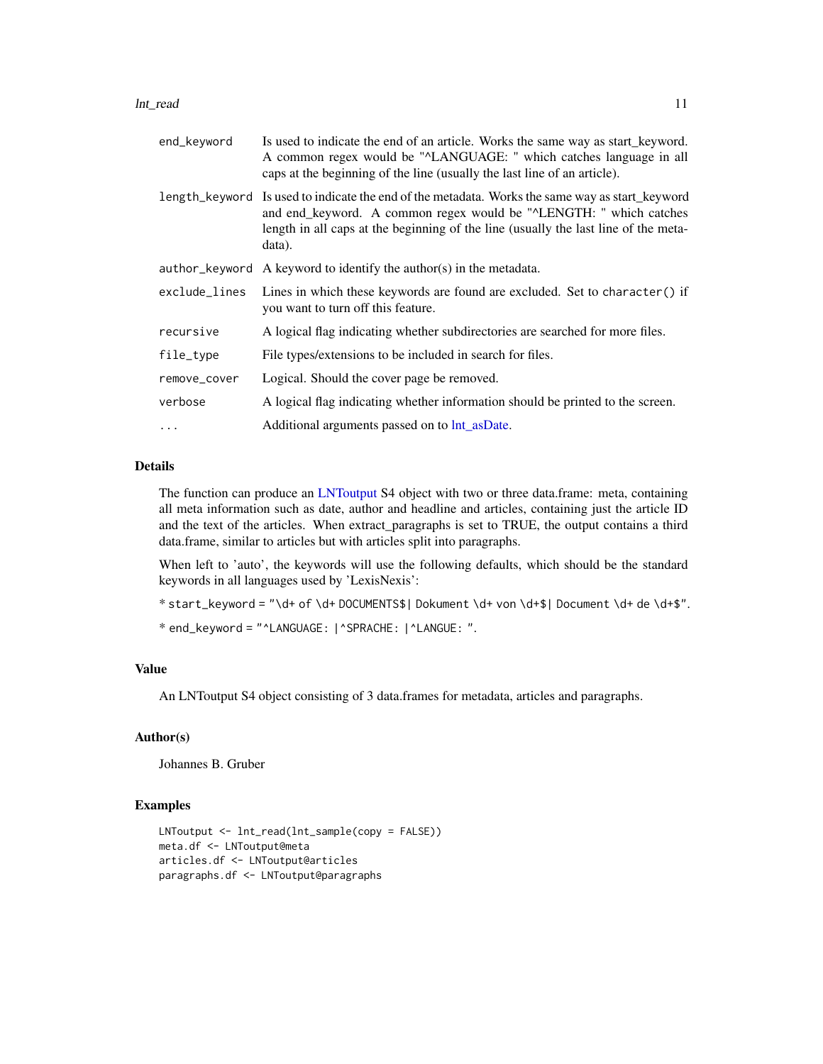| | |
|---|---|
| end_keyword | Is used to indicate the end of an article. Works the same way as start_keyword. A common regex would be "^LANGUAGE: " which catches language in all caps at the beginning of the line (usually the last line of an article). |
| length_keyword | Is used to indicate the end of the metadata. Works the same way as start_keyword and end_keyword. A common regex would be "^LENGTH: " which catches length in all caps at the beginning of the line (usually the last line of the metadata). |
| author_keyword | A keyword to identify the author(s) in the metadata. |
| exclude_lines | Lines in which these keywords are found are excluded. Set to `character()` if you want to turn off this feature. |
| recursive | A logical flag indicating whether subdirectories are searched for more files. |
| file_type | File types/extensions to be included in search for files. |
| remove_cover | Logical. Should the cover page be removed. |
| verbose | A logical flag indicating whether information should be printed to the screen. |
| ... | Additional arguments passed on to lnt_asDate. |

## Details

The function can produce an LNToutput S4 object with two or three data.frame: meta, containing all meta information such as date, author and headline and articles, containing just the article ID and the text of the articles. When extract_paragraphs is set to TRUE, the output contains a third data.frame, similar to articles but with articles split into paragraphs.

When left to 'auto', the keywords will use the following defaults, which should be the standard keywords in all languages used by 'LexisNexis':

* `start_keyword = "\d+ of \d+ DOCUMENTS$| Dokument \d+ von \d+$| Document \d+ de \d+$"`.

* `end_keyword = "^LANGUAGE: |^SPRACHE: |^LANGUE: "`.

## Value

An LNToutput S4 object consisting of 3 data.frames for metadata, articles and paragraphs.

## Author(s)

Johannes B. Gruber

## Examples

```
LNToutput <- lnt_read(lnt_sample(copy = FALSE))
meta.df <- LNToutput@meta
articles.df <- LNToutput@articles
paragraphs.df <- LNToutput@paragraphs
```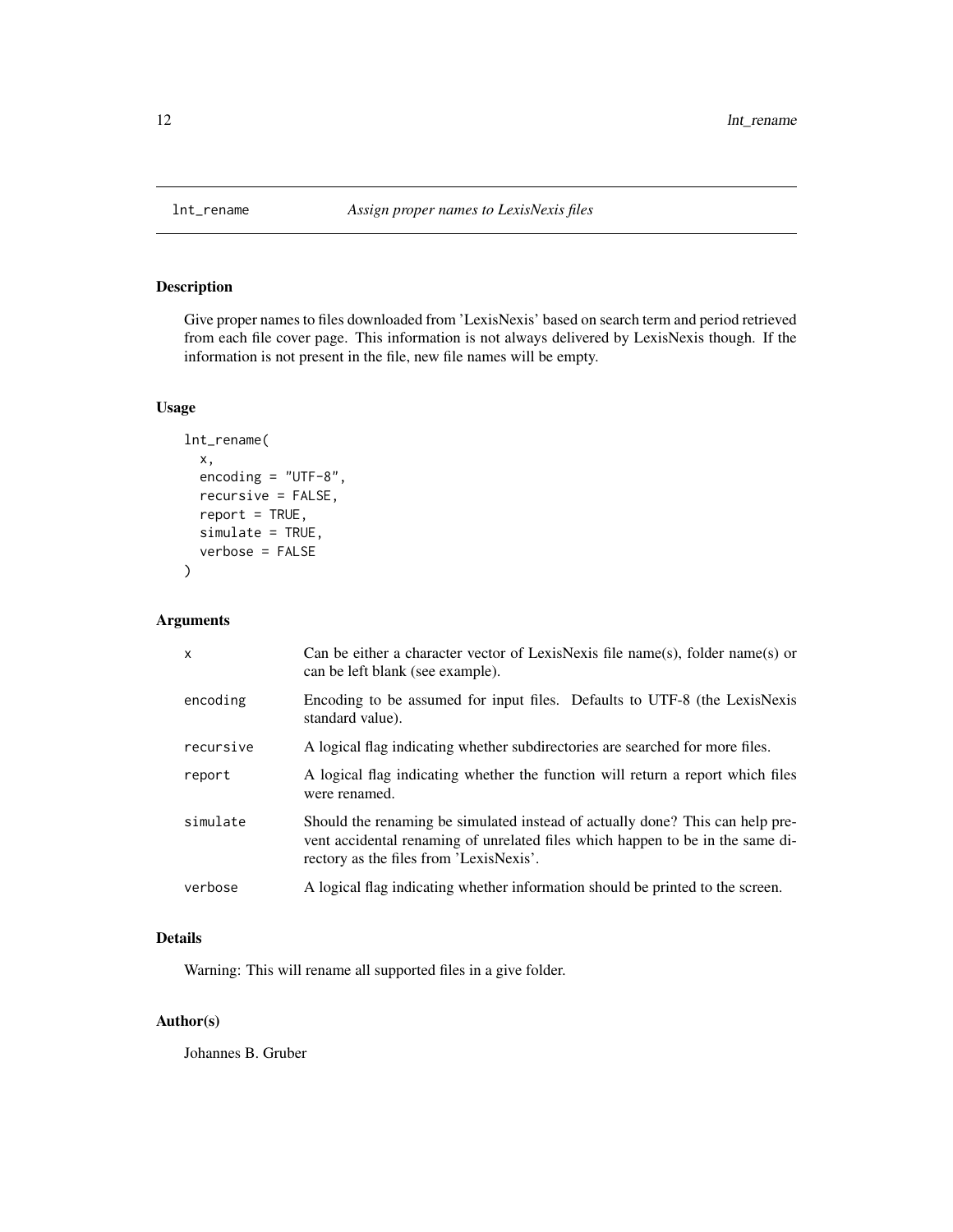# lnt_rename *Assign proper names to LexisNexis files*

## Description

Give proper names to files downloaded from 'LexisNexis' based on search term and period retrieved from each file cover page. This information is not always delivered by LexisNexis though. If the information is not present in the file, new file names will be empty.

## Usage

```
lnt_rename(
  x,
  encoding = "UTF-8",
  recursive = FALSE,
  report = TRUE,
  simulate = TRUE,
  verbose = FALSE
)
```

## Arguments

| | |
|---|---|
| x | Can be either a character vector of LexisNexis file name(s), folder name(s) or can be left blank (see example). |
| encoding | Encoding to be assumed for input files. Defaults to UTF-8 (the LexisNexis standard value). |
| recursive | A logical flag indicating whether subdirectories are searched for more files. |
| report | A logical flag indicating whether the function will return a report which files were renamed. |
| simulate | Should the renaming be simulated instead of actually done? This can help prevent accidental renaming of unrelated files which happen to be in the same directory as the files from 'LexisNexis'. |
| verbose | A logical flag indicating whether information should be printed to the screen. |

## Details

Warning: This will rename all supported files in a give folder.

## Author(s)

Johannes B. Gruber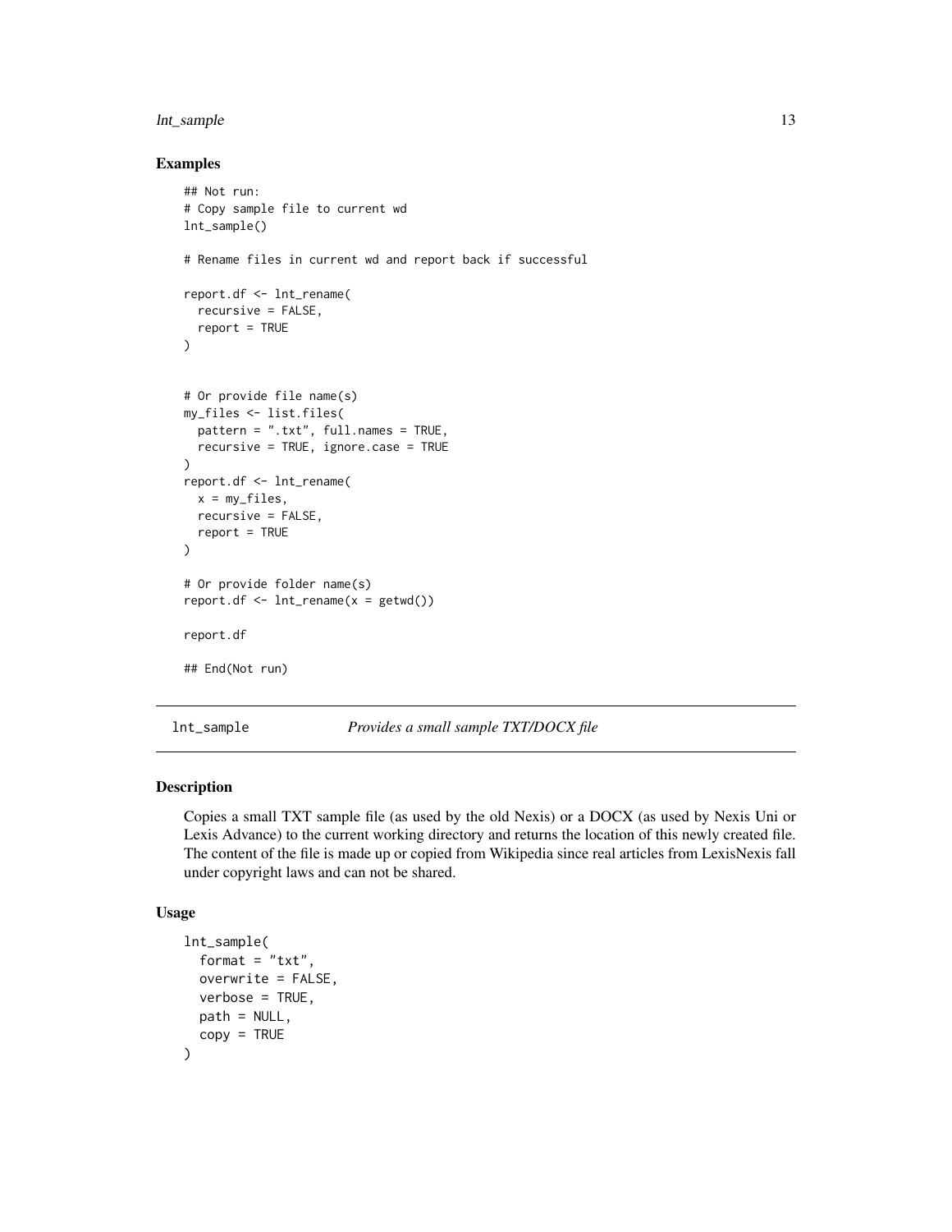### Examples

```
## Not run:
# Copy sample file to current wd
lnt_sample()

# Rename files in current wd and report back if successful

report.df <- lnt_rename(
  recursive = FALSE,
  report = TRUE
)


# Or provide file name(s)
my_files <- list.files(
  pattern = ".txt", full.names = TRUE,
  recursive = TRUE, ignore.case = TRUE
)
report.df <- lnt_rename(
  x = my_files,
  recursive = FALSE,
  report = TRUE
)

# Or provide folder name(s)
report.df <- lnt_rename(x = getwd())

report.df

## End(Not run)
```

---

## lnt_sample — *Provides a small sample TXT/DOCX file*

### Description

Copies a small TXT sample file (as used by the old Nexis) or a DOCX (as used by Nexis Uni or Lexis Advance) to the current working directory and returns the location of this newly created file. The content of the file is made up or copied from Wikipedia since real articles from LexisNexis fall under copyright laws and can not be shared.

### Usage

```
lnt_sample(
  format = "txt",
  overwrite = FALSE,
  verbose = TRUE,
  path = NULL,
  copy = TRUE
)
```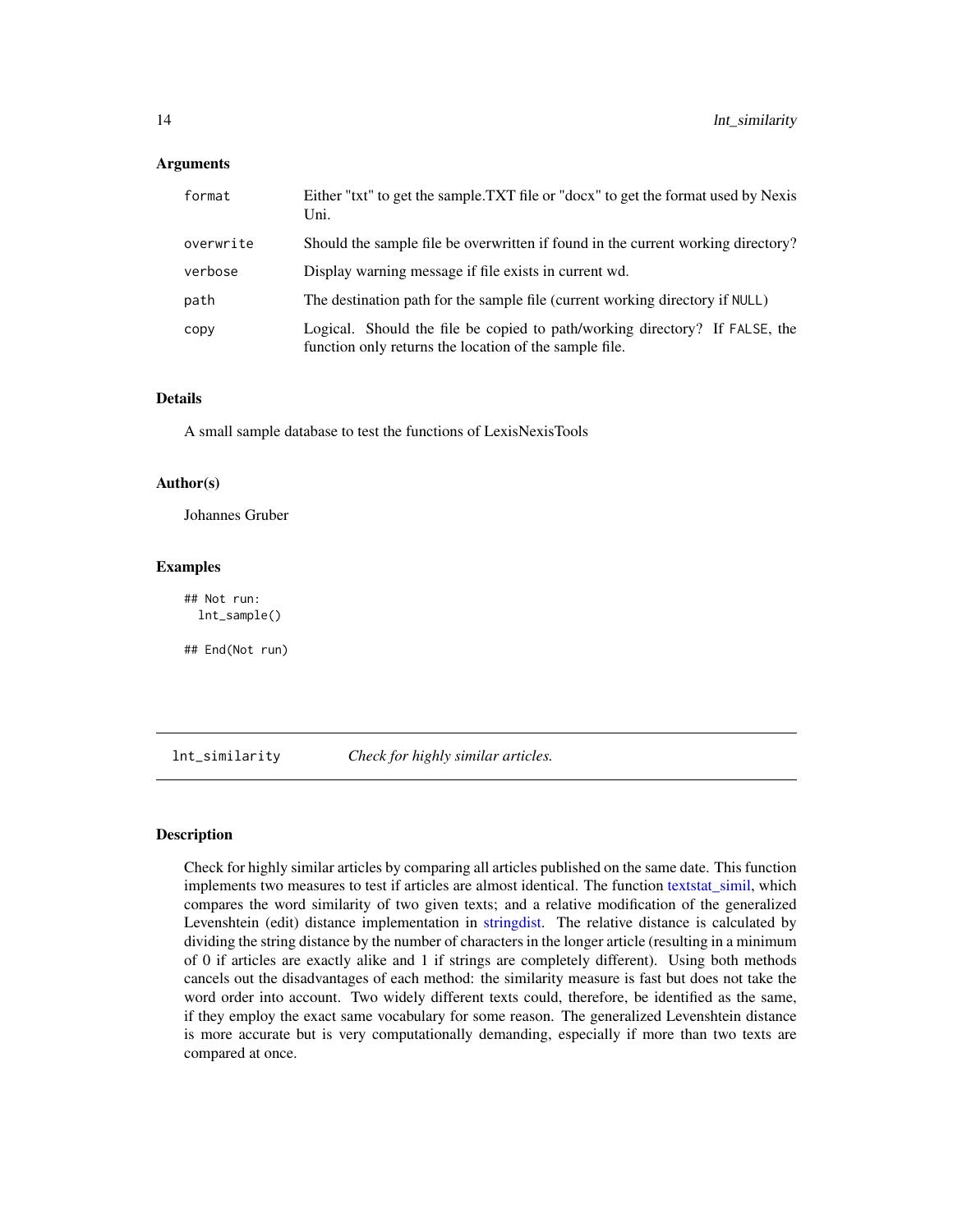### Arguments

| | |
|---|---|
| format | Either "txt" to get the sample.TXT file or "docx" to get the format used by Nexis Uni. |
| overwrite | Should the sample file be overwritten if found in the current working directory? |
| verbose | Display warning message if file exists in current wd. |
| path | The destination path for the sample file (current working directory if NULL) |
| copy | Logical. Should the file be copied to path/working directory? If FALSE, the function only returns the location of the sample file. |

### Details

A small sample database to test the functions of LexisNexisTools

### Author(s)

Johannes Gruber

### Examples

```
## Not run:
  lnt_sample()

## End(Not run)
```

---

## lnt_similarity *Check for highly similar articles.*

---

### Description

Check for highly similar articles by comparing all articles published on the same date. This function implements two measures to test if articles are almost identical. The function textstat_simil, which compares the word similarity of two given texts; and a relative modification of the generalized Levenshtein (edit) distance implementation in stringdist. The relative distance is calculated by dividing the string distance by the number of characters in the longer article (resulting in a minimum of 0 if articles are exactly alike and 1 if strings are completely different). Using both methods cancels out the disadvantages of each method: the similarity measure is fast but does not take the word order into account. Two widely different texts could, therefore, be identified as the same, if they employ the exact same vocabulary for some reason. The generalized Levenshtein distance is more accurate but is very computationally demanding, especially if more than two texts are compared at once.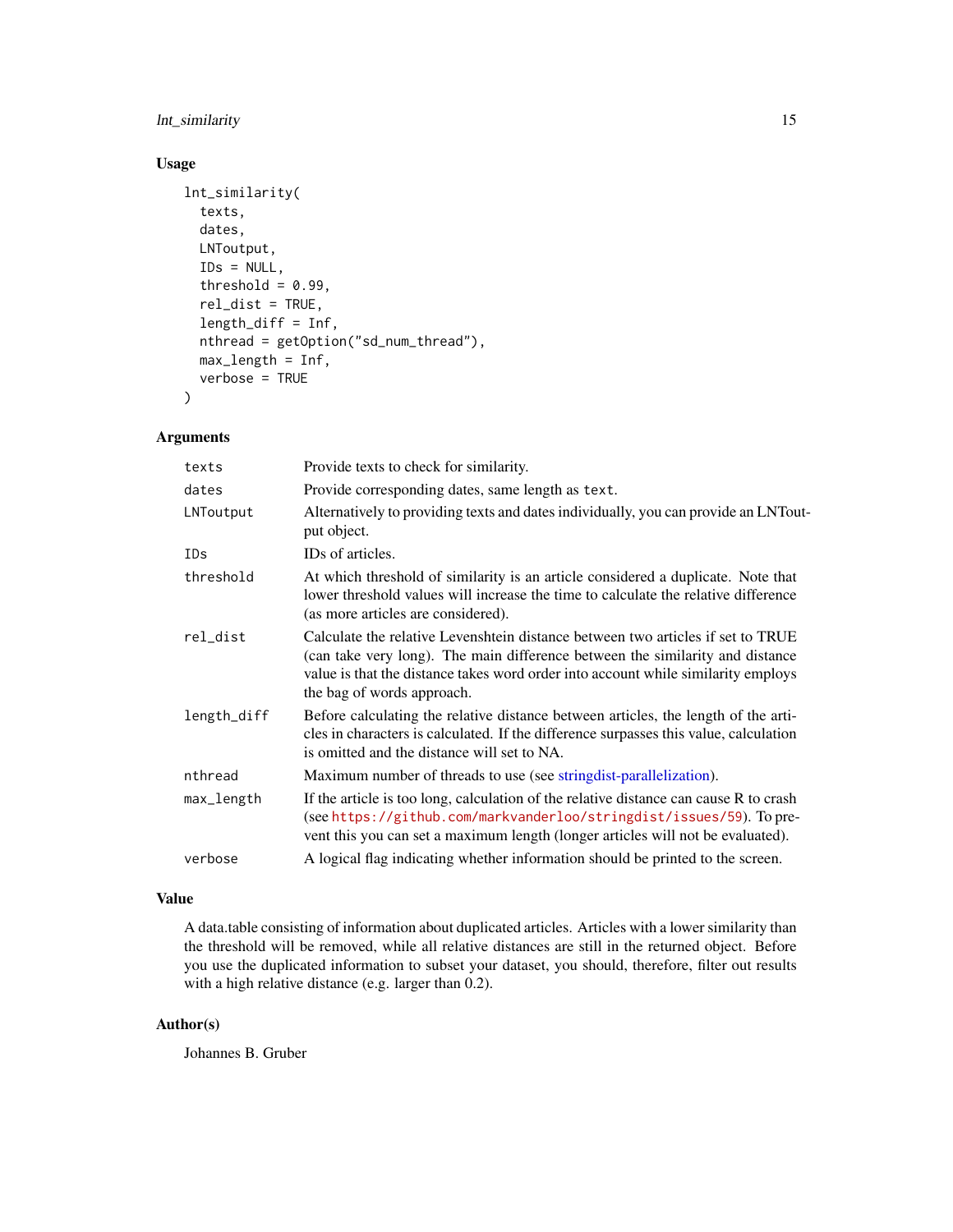## Usage

```
lnt_similarity(
  texts,
  dates,
  LNToutput,
  IDs = NULL,
  threshold = 0.99,
  rel_dist = TRUE,
  length_diff = Inf,
  nthread = getOption("sd_num_thread"),
  max_length = Inf,
  verbose = TRUE
)
```

## Arguments

| Argument | Description |
|---|---|
| `texts` | Provide texts to check for similarity. |
| `dates` | Provide corresponding dates, same length as `text`. |
| `LNToutput` | Alternatively to providing texts and dates individually, you can provide an LNToutput object. |
| `IDs` | IDs of articles. |
| `threshold` | At which threshold of similarity is an article considered a duplicate. Note that lower threshold values will increase the time to calculate the relative difference (as more articles are considered). |
| `rel_dist` | Calculate the relative Levenshtein distance between two articles if set to TRUE (can take very long). The main difference between the similarity and distance value is that the distance takes word order into account while similarity employs the bag of words approach. |
| `length_diff` | Before calculating the relative distance between articles, the length of the articles in characters is calculated. If the difference surpasses this value, calculation is omitted and the distance will set to NA. |
| `nthread` | Maximum number of threads to use (see stringdist-parallelization). |
| `max_length` | If the article is too long, calculation of the relative distance can cause R to crash (see `https://github.com/markvanderloo/stringdist/issues/59`). To prevent this you can set a maximum length (longer articles will not be evaluated). |
| `verbose` | A logical flag indicating whether information should be printed to the screen. |

## Value

A data.table consisting of information about duplicated articles. Articles with a lower similarity than the threshold will be removed, while all relative distances are still in the returned object. Before you use the duplicated information to subset your dataset, you should, therefore, filter out results with a high relative distance (e.g. larger than 0.2).

## Author(s)

Johannes B. Gruber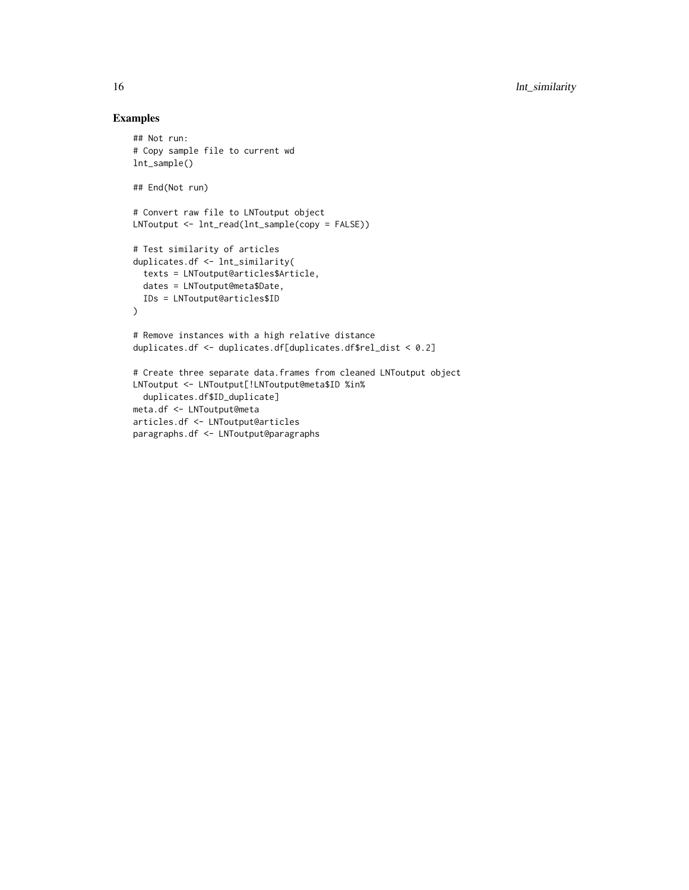## Examples

```
## Not run:
# Copy sample file to current wd
lnt_sample()

## End(Not run)

# Convert raw file to LNToutput object
LNToutput <- lnt_read(lnt_sample(copy = FALSE))

# Test similarity of articles
duplicates.df <- lnt_similarity(
  texts = LNToutput@articles$Article,
  dates = LNToutput@meta$Date,
  IDs = LNToutput@articles$ID
)

# Remove instances with a high relative distance
duplicates.df <- duplicates.df[duplicates.df$rel_dist < 0.2]

# Create three separate data.frames from cleaned LNToutput object
LNToutput <- LNToutput[!LNToutput@meta$ID %in%
  duplicates.df$ID_duplicate]
meta.df <- LNToutput@meta
articles.df <- LNToutput@articles
paragraphs.df <- LNToutput@paragraphs
```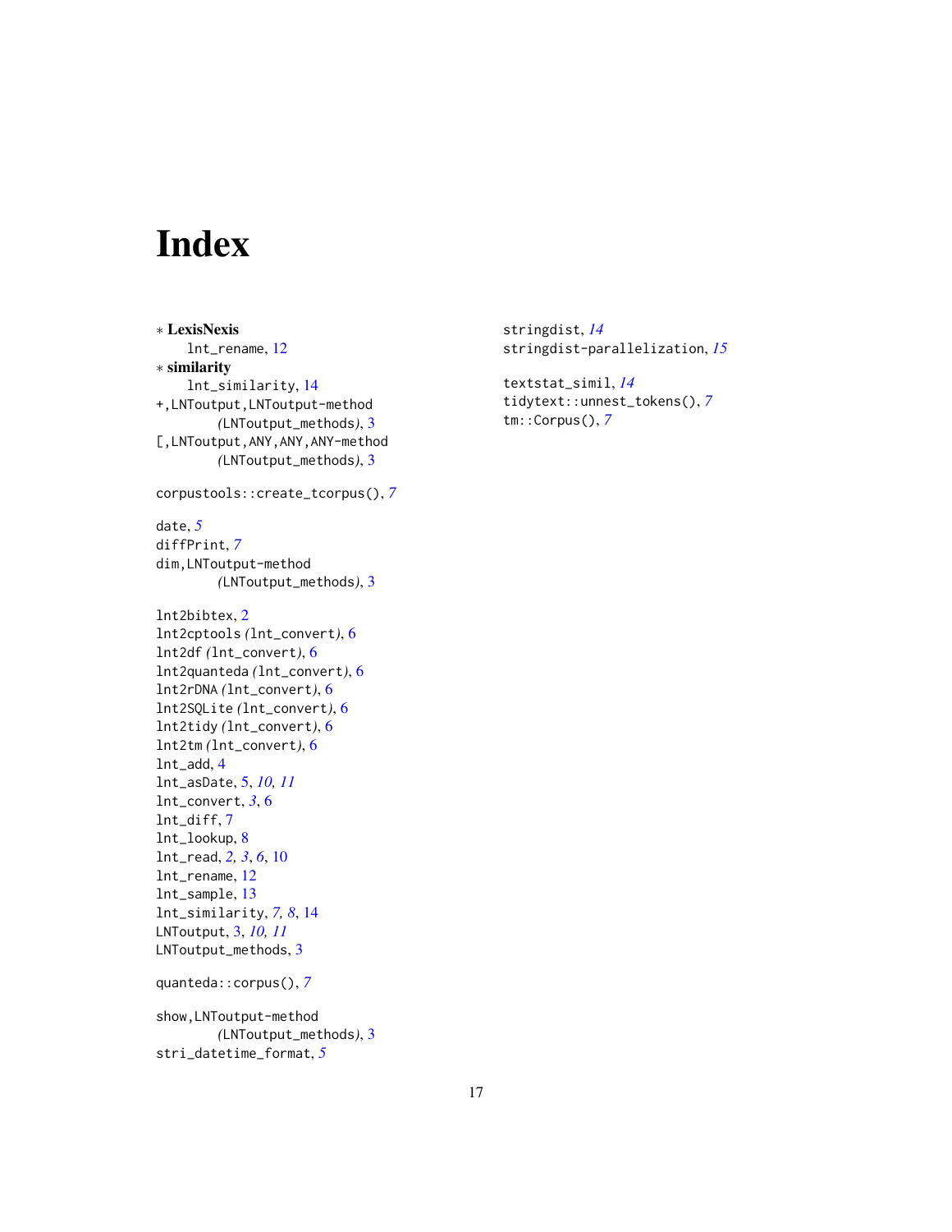# Index

∗ **LexisNexis**
    lnt_rename, 12
∗ **similarity**
    lnt_similarity, 14
+,LNToutput,LNToutput-method
        (LNToutput_methods), 3
[,LNToutput,ANY,ANY,ANY-method
        (LNToutput_methods), 3

corpustools::create_tcorpus(), *7*

date, *5*
diffPrint, *7*
dim,LNToutput-method
        (LNToutput_methods), 3

lnt2bibtex, 2
lnt2cptools (lnt_convert), 6
lnt2df (lnt_convert), 6
lnt2quanteda (lnt_convert), 6
lnt2rDNA (lnt_convert), 6
lnt2SQLite (lnt_convert), 6
lnt2tidy (lnt_convert), 6
lnt2tm (lnt_convert), 6
lnt_add, 4
lnt_asDate, 5, *10, 11*
lnt_convert, *3*, 6
lnt_diff, 7
lnt_lookup, 8
lnt_read, *2, 3*, *6*, 10
lnt_rename, 12
lnt_sample, 13
lnt_similarity, *7, 8*, 14
LNToutput, 3, *10, 11*
LNToutput_methods, 3

quanteda::corpus(), *7*

show,LNToutput-method
        (LNToutput_methods), 3
stri_datetime_format, *5*
stringdist, *14*
stringdist-parallelization, *15*

textstat_simil, *14*
tidytext::unnest_tokens(), *7*
tm::Corpus(), *7*